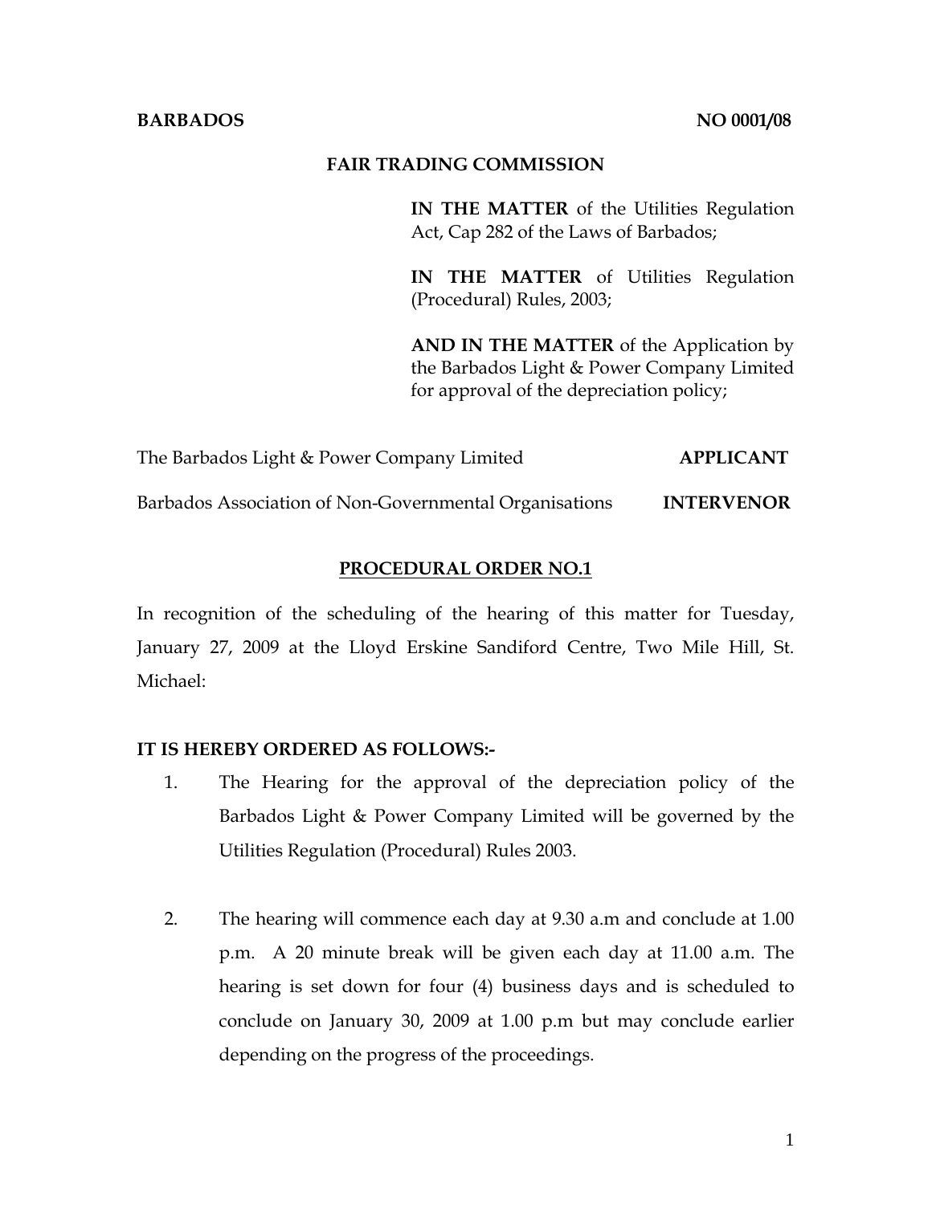**BARBADOS** **NO 0001/08**

**FAIR TRADING COMMISSION**

**IN THE MATTER** of the Utilities Regulation Act, Cap 282 of the Laws of Barbados;

**IN THE MATTER** of Utilities Regulation (Procedural) Rules, 2003;

**AND IN THE MATTER** of the Application by the Barbados Light & Power Company Limited for approval of the depreciation policy;

The Barbados Light & Power Company Limited **APPLICANT**

Barbados Association of Non-Governmental Organisations **INTERVENOR**

**PROCEDURAL ORDER NO.1**

In recognition of the scheduling of the hearing of this matter for Tuesday, January 27, 2009 at the Lloyd Erskine Sandiford Centre, Two Mile Hill, St. Michael:

**IT IS HEREBY ORDERED AS FOLLOWS:-**

1. The Hearing for the approval of the depreciation policy of the Barbados Light & Power Company Limited will be governed by the Utilities Regulation (Procedural) Rules 2003.

2. The hearing will commence each day at 9.30 a.m and conclude at 1.00 p.m. A 20 minute break will be given each day at 11.00 a.m. The hearing is set down for four (4) business days and is scheduled to conclude on January 30, 2009 at 1.00 p.m but may conclude earlier depending on the progress of the proceedings.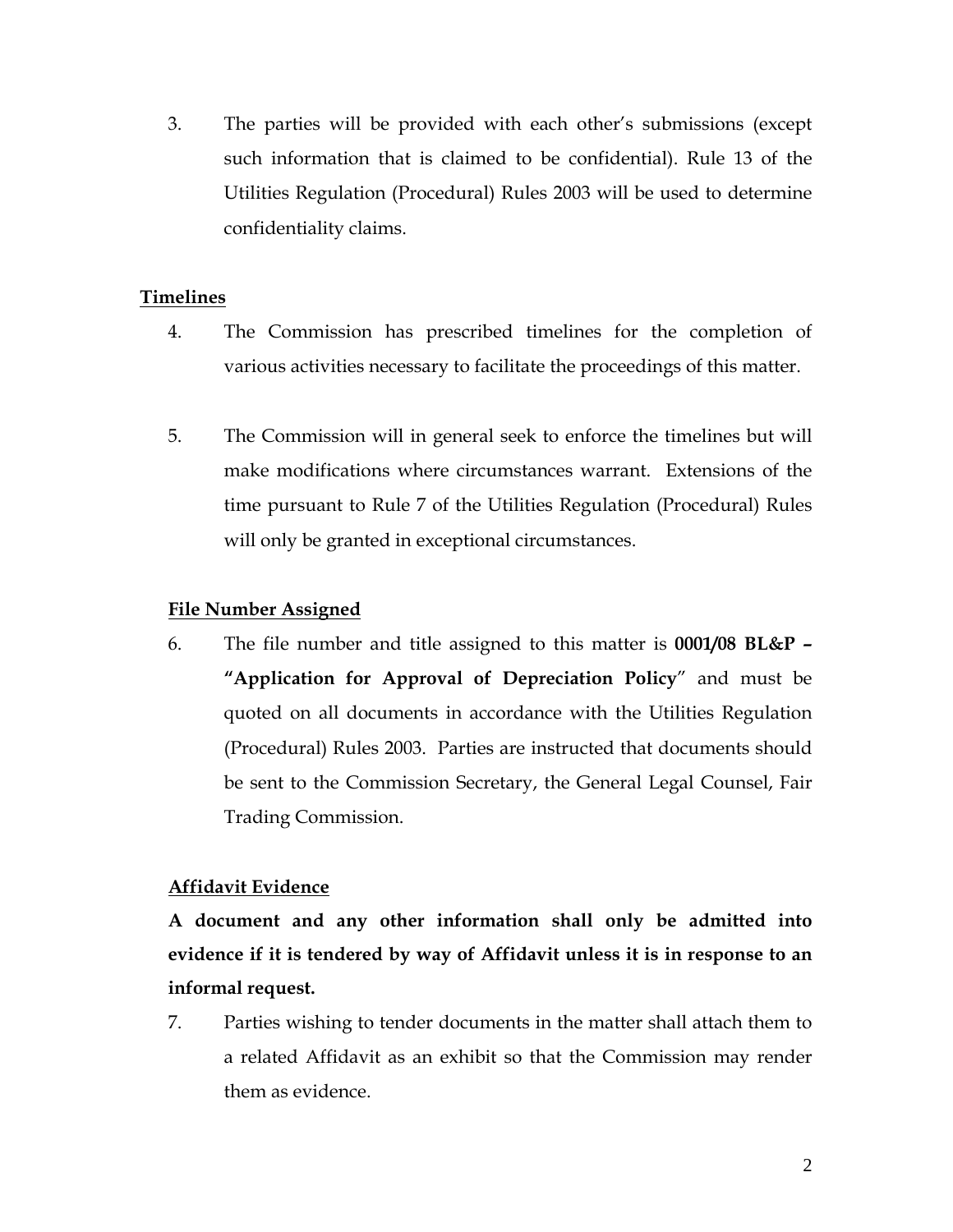3. The parties will be provided with each other's submissions (except such information that is claimed to be confidential). Rule 13 of the Utilities Regulation (Procedural) Rules 2003 will be used to determine confidentiality claims.

## Timelines

4. The Commission has prescribed timelines for the completion of various activities necessary to facilitate the proceedings of this matter.

5. The Commission will in general seek to enforce the timelines but will make modifications where circumstances warrant. Extensions of the time pursuant to Rule 7 of the Utilities Regulation (Procedural) Rules will only be granted in exceptional circumstances.

## File Number Assigned

6. The file number and title assigned to this matter is **0001/08 BL&P – "Application for Approval of Depreciation Policy**" and must be quoted on all documents in accordance with the Utilities Regulation (Procedural) Rules 2003. Parties are instructed that documents should be sent to the Commission Secretary, the General Legal Counsel, Fair Trading Commission.

## Affidavit Evidence

**A document and any other information shall only be admitted into evidence if it is tendered by way of Affidavit unless it is in response to an informal request.**

7. Parties wishing to tender documents in the matter shall attach them to a related Affidavit as an exhibit so that the Commission may render them as evidence.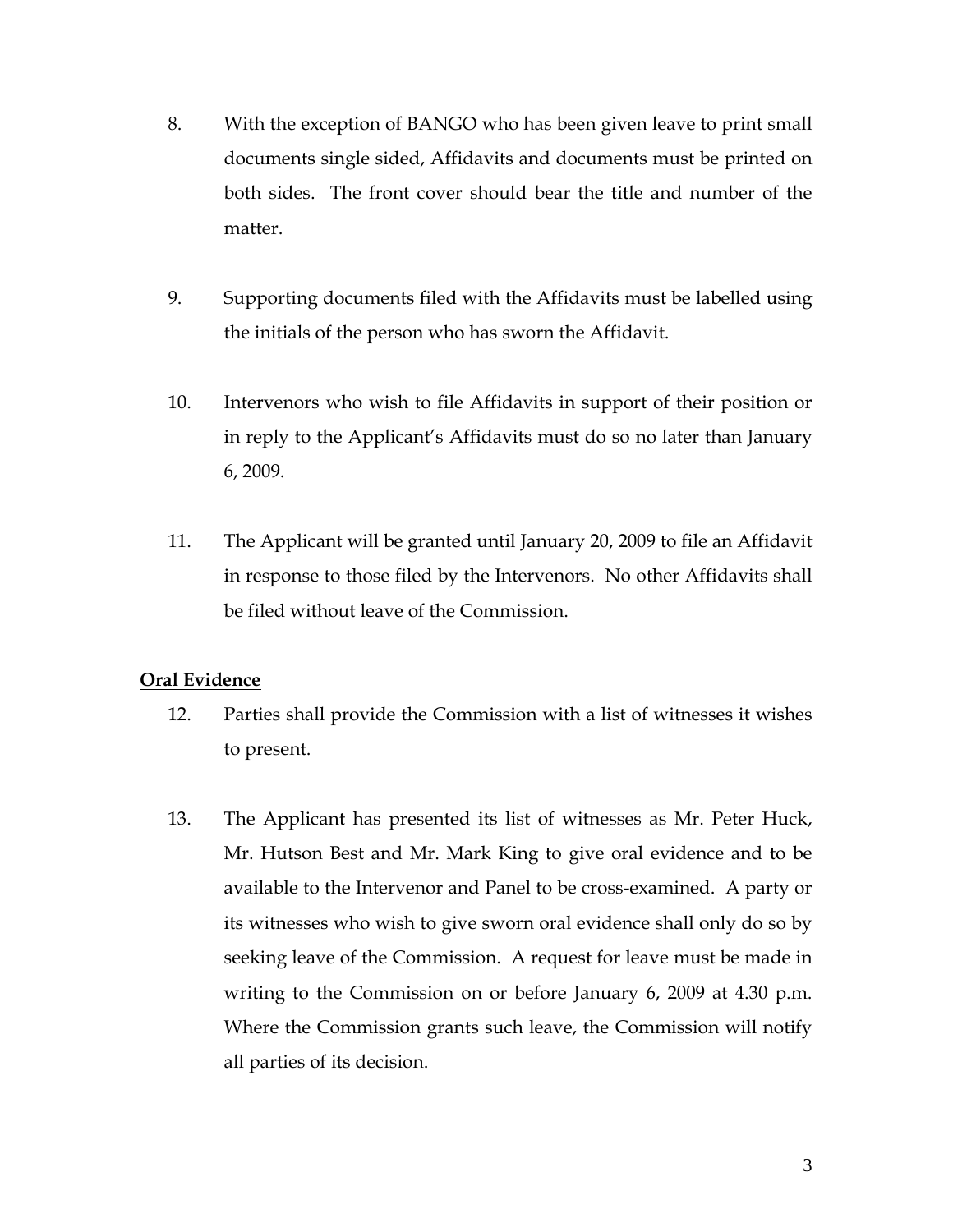8. With the exception of BANGO who has been given leave to print small documents single sided, Affidavits and documents must be printed on both sides. The front cover should bear the title and number of the matter.

9. Supporting documents filed with the Affidavits must be labelled using the initials of the person who has sworn the Affidavit.

10. Intervenors who wish to file Affidavits in support of their position or in reply to the Applicant's Affidavits must do so no later than January 6, 2009.

11. The Applicant will be granted until January 20, 2009 to file an Affidavit in response to those filed by the Intervenors. No other Affidavits shall be filed without leave of the Commission.

**Oral Evidence**

12. Parties shall provide the Commission with a list of witnesses it wishes to present.

13. The Applicant has presented its list of witnesses as Mr. Peter Huck, Mr. Hutson Best and Mr. Mark King to give oral evidence and to be available to the Intervenor and Panel to be cross-examined. A party or its witnesses who wish to give sworn oral evidence shall only do so by seeking leave of the Commission. A request for leave must be made in writing to the Commission on or before January 6, 2009 at 4.30 p.m. Where the Commission grants such leave, the Commission will notify all parties of its decision.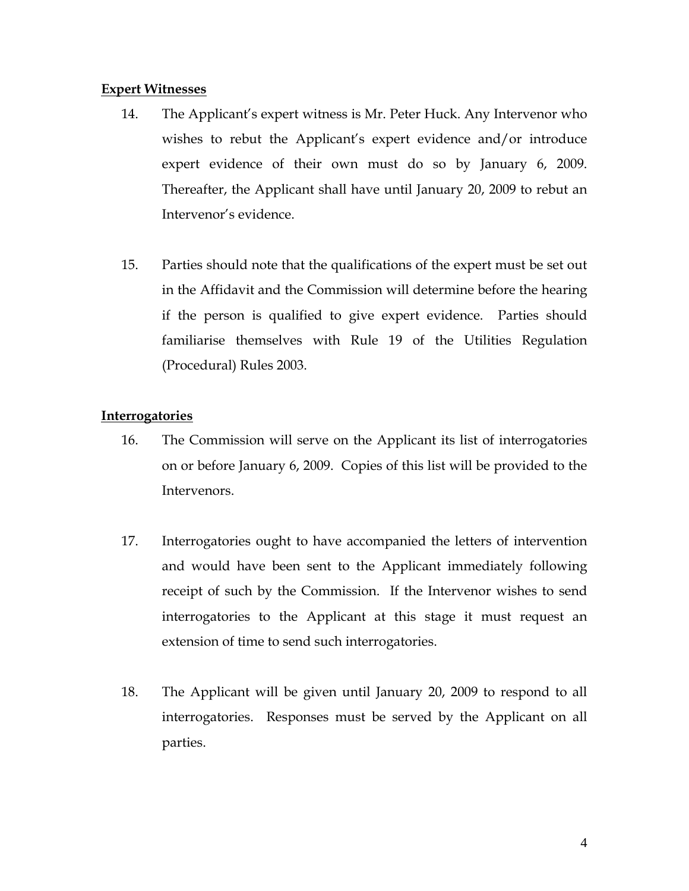**Expert Witnesses**

14. The Applicant's expert witness is Mr. Peter Huck. Any Intervenor who wishes to rebut the Applicant's expert evidence and/or introduce expert evidence of their own must do so by January 6, 2009. Thereafter, the Applicant shall have until January 20, 2009 to rebut an Intervenor's evidence.

15. Parties should note that the qualifications of the expert must be set out in the Affidavit and the Commission will determine before the hearing if the person is qualified to give expert evidence. Parties should familiarise themselves with Rule 19 of the Utilities Regulation (Procedural) Rules 2003.

**Interrogatories**

16. The Commission will serve on the Applicant its list of interrogatories on or before January 6, 2009. Copies of this list will be provided to the Intervenors.

17. Interrogatories ought to have accompanied the letters of intervention and would have been sent to the Applicant immediately following receipt of such by the Commission. If the Intervenor wishes to send interrogatories to the Applicant at this stage it must request an extension of time to send such interrogatories.

18. The Applicant will be given until January 20, 2009 to respond to all interrogatories. Responses must be served by the Applicant on all parties.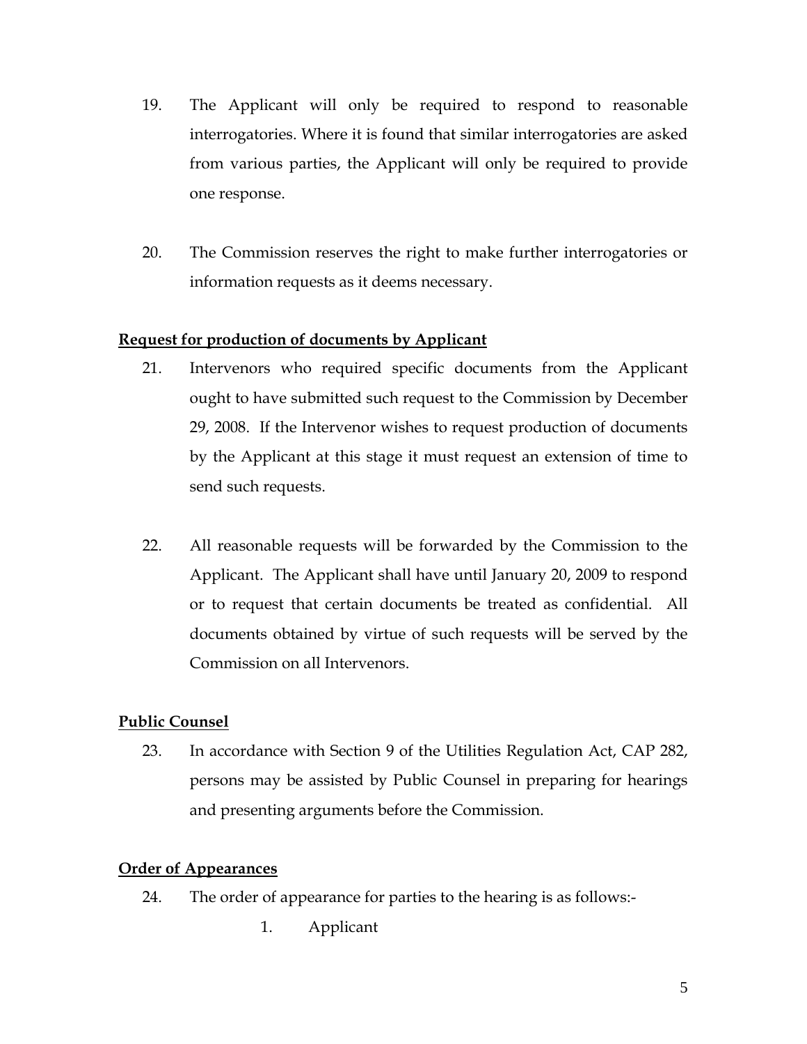19. The Applicant will only be required to respond to reasonable interrogatories. Where it is found that similar interrogatories are asked from various parties, the Applicant will only be required to provide one response.

20. The Commission reserves the right to make further interrogatories or information requests as it deems necessary.

**Request for production of documents by Applicant**

21. Intervenors who required specific documents from the Applicant ought to have submitted such request to the Commission by December 29, 2008. If the Intervenor wishes to request production of documents by the Applicant at this stage it must request an extension of time to send such requests.

22. All reasonable requests will be forwarded by the Commission to the Applicant. The Applicant shall have until January 20, 2009 to respond or to request that certain documents be treated as confidential. All documents obtained by virtue of such requests will be served by the Commission on all Intervenors.

**Public Counsel**

23. In accordance with Section 9 of the Utilities Regulation Act, CAP 282, persons may be assisted by Public Counsel in preparing for hearings and presenting arguments before the Commission.

**Order of Appearances**

24. The order of appearance for parties to the hearing is as follows:-

    1. Applicant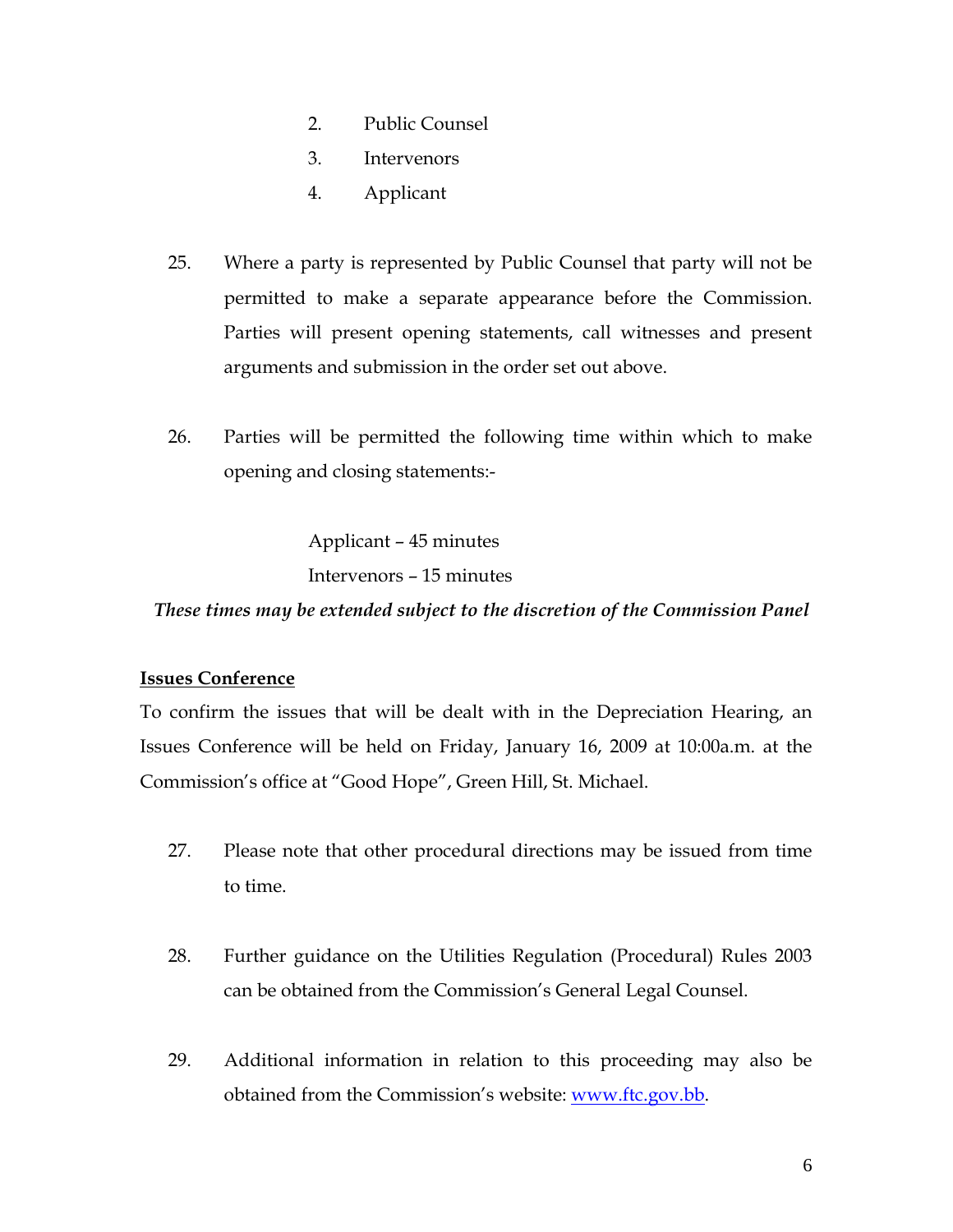2. Public Counsel
3. Intervenors
4. Applicant

25. Where a party is represented by Public Counsel that party will not be permitted to make a separate appearance before the Commission. Parties will present opening statements, call witnesses and present arguments and submission in the order set out above.

26. Parties will be permitted the following time within which to make opening and closing statements:-

    Applicant – 45 minutes
    Intervenors – 15 minutes

***These times may be extended subject to the discretion of the Commission Panel***

**Issues Conference**

To confirm the issues that will be dealt with in the Depreciation Hearing, an Issues Conference will be held on Friday, January 16, 2009 at 10:00a.m. at the Commission's office at "Good Hope", Green Hill, St. Michael.

27. Please note that other procedural directions may be issued from time to time.

28. Further guidance on the Utilities Regulation (Procedural) Rules 2003 can be obtained from the Commission's General Legal Counsel.

29. Additional information in relation to this proceeding may also be obtained from the Commission's website: www.ftc.gov.bb.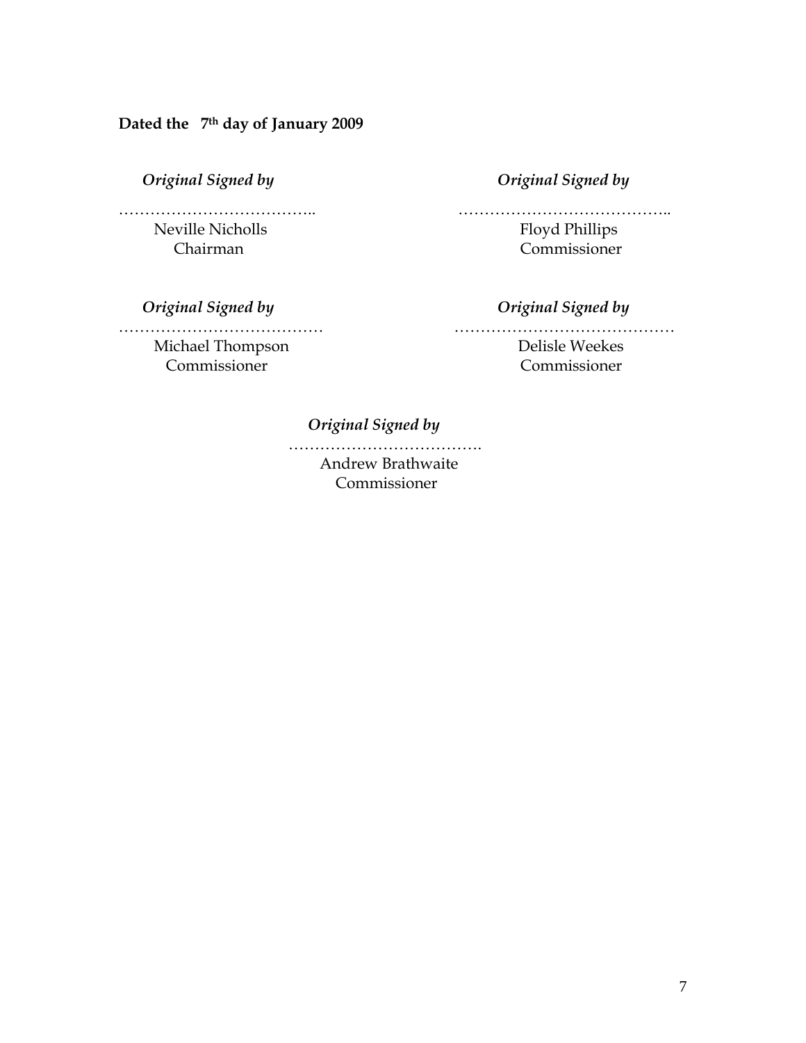**Dated the 7th day of January 2009**

*Original Signed by*

………………………………..
Neville Nicholls
Chairman

*Original Signed by*

…………………………………..
Floyd Phillips
Commissioner

*Original Signed by*

…………………………………
Michael Thompson
Commissioner

*Original Signed by*

……………………………………
Delisle Weekes
Commissioner

*Original Signed by*

……………………………….
Andrew Brathwaite
Commissioner